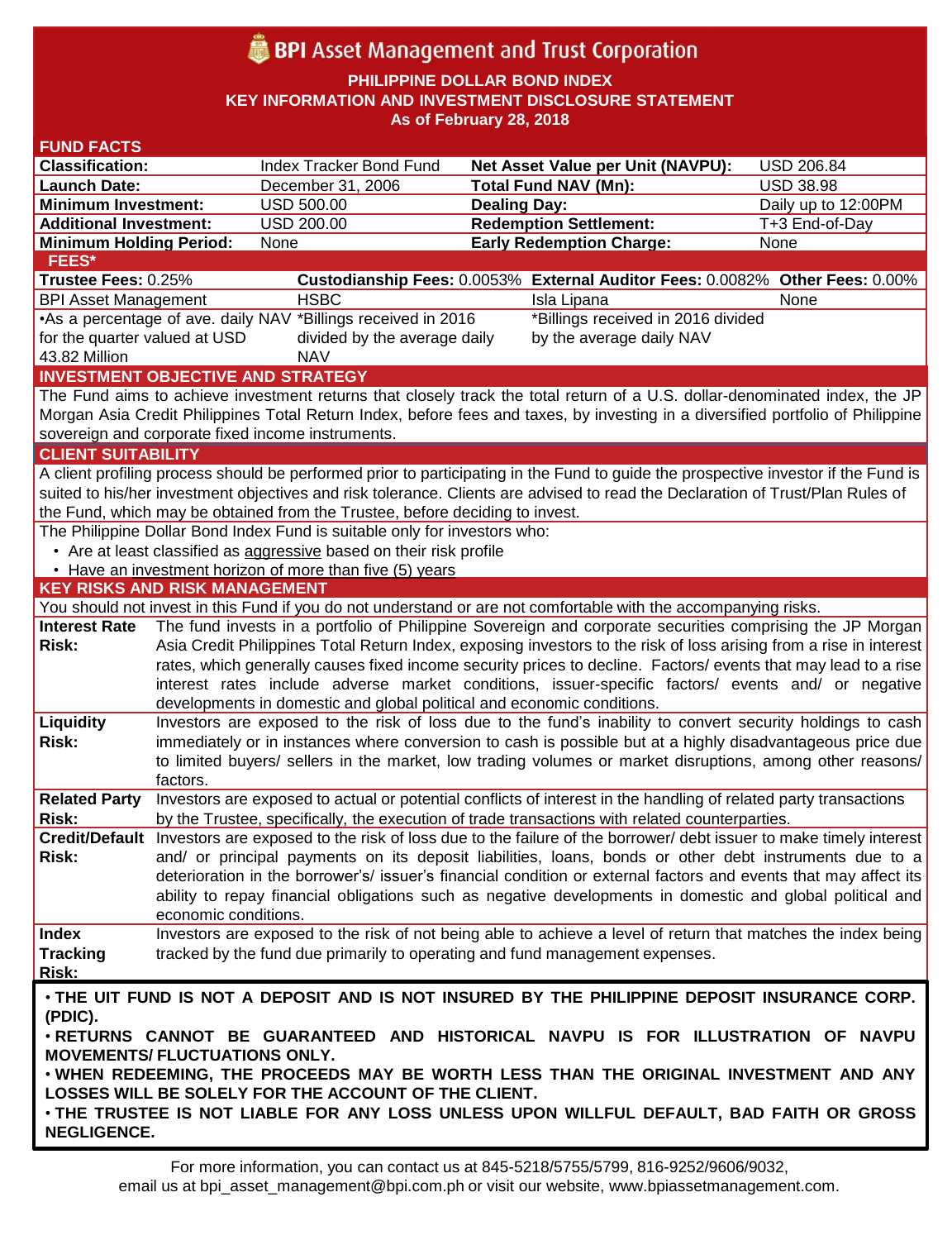# BPI Asset Management and Trust Corporation

**PHILIPPINE DOLLAR BOND INDEX**
**KEY INFORMATION AND INVESTMENT DISCLOSURE STATEMENT**
**As of February 28, 2018**

## FUND FACTS

| | | | |
|---|---|---|---|
| **Classification:** | Index Tracker Bond Fund | **Net Asset Value per Unit (NAVPU):** | USD 206.84 |
| **Launch Date:** | December 31, 2006 | **Total Fund NAV (Mn):** | USD 38.98 |
| **Minimum Investment:** | USD 500.00 | **Dealing Day:** | Daily up to 12:00PM |
| **Additional Investment:** | USD 200.00 | **Redemption Settlement:** | T+3 End-of-Day |
| **Minimum Holding Period:** | None | **Early Redemption Charge:** | None |

## FEES*

| | | | |
|---|---|---|---|
| **Trustee Fees:** 0.25% | **Custodianship Fees:** 0.0053% | **External Auditor Fees:** 0.0082% | **Other Fees:** 0.00% |
| BPI Asset Management | HSBC | Isla Lipana | None |
| •As a percentage of ave. daily NAV for the quarter valued at USD 43.82 Million | *Billings received in 2016 divided by the average daily NAV | *Billings received in 2016 divided by the average daily NAV | |

## INVESTMENT OBJECTIVE AND STRATEGY

The Fund aims to achieve investment returns that closely track the total return of a U.S. dollar-denominated index, the JP Morgan Asia Credit Philippines Total Return Index, before fees and taxes, by investing in a diversified portfolio of Philippine sovereign and corporate fixed income instruments.

## CLIENT SUITABILITY

A client profiling process should be performed prior to participating in the Fund to guide the prospective investor if the Fund is suited to his/her investment objectives and risk tolerance. Clients are advised to read the Declaration of Trust/Plan Rules of the Fund, which may be obtained from the Trustee, before deciding to invest.

The Philippine Dollar Bond Index Fund is suitable only for investors who:

- Are at least classified as aggressive based on their risk profile
- Have an investment horizon of more than five (5) years

## KEY RISKS AND RISK MANAGEMENT

You should not invest in this Fund if you do not understand or are not comfortable with the accompanying risks.

| | |
|---|---|
| **Interest Rate Risk:** | The fund invests in a portfolio of Philippine Sovereign and corporate securities comprising the JP Morgan Asia Credit Philippines Total Return Index, exposing investors to the risk of loss arising from a rise in interest rates, which generally causes fixed income security prices to decline. Factors/ events that may lead to a rise interest rates include adverse market conditions, issuer-specific factors/ events and/ or negative developments in domestic and global political and economic conditions. |
| **Liquidity Risk:** | Investors are exposed to the risk of loss due to the fund's inability to convert security holdings to cash immediately or in instances where conversion to cash is possible but at a highly disadvantageous price due to limited buyers/ sellers in the market, low trading volumes or market disruptions, among other reasons/ factors. |
| **Related Party Risk:** | Investors are exposed to actual or potential conflicts of interest in the handling of related party transactions by the Trustee, specifically, the execution of trade transactions with related counterparties. |
| **Credit/Default Risk:** | Investors are exposed to the risk of loss due to the failure of the borrower/ debt issuer to make timely interest and/ or principal payments on its deposit liabilities, loans, bonds or other debt instruments due to a deterioration in the borrower's/ issuer's financial condition or external factors and events that may affect its ability to repay financial obligations such as negative developments in domestic and global political and economic conditions. |
| **Index Tracking Risk:** | Investors are exposed to the risk of not being able to achieve a level of return that matches the index being tracked by the fund due primarily to operating and fund management expenses. |

**• THE UIT FUND IS NOT A DEPOSIT AND IS NOT INSURED BY THE PHILIPPINE DEPOSIT INSURANCE CORP. (PDIC).**

**• RETURNS CANNOT BE GUARANTEED AND HISTORICAL NAVPU IS FOR ILLUSTRATION OF NAVPU MOVEMENTS/ FLUCTUATIONS ONLY.**

**• WHEN REDEEMING, THE PROCEEDS MAY BE WORTH LESS THAN THE ORIGINAL INVESTMENT AND ANY LOSSES WILL BE SOLELY FOR THE ACCOUNT OF THE CLIENT.**

**• THE TRUSTEE IS NOT LIABLE FOR ANY LOSS UNLESS UPON WILLFUL DEFAULT, BAD FAITH OR GROSS NEGLIGENCE.**

For more information, you can contact us at 845-5218/5755/5799, 816-9252/9606/9032, email us at bpi_asset_management@bpi.com.ph or visit our website, www.bpiassetmanagement.com.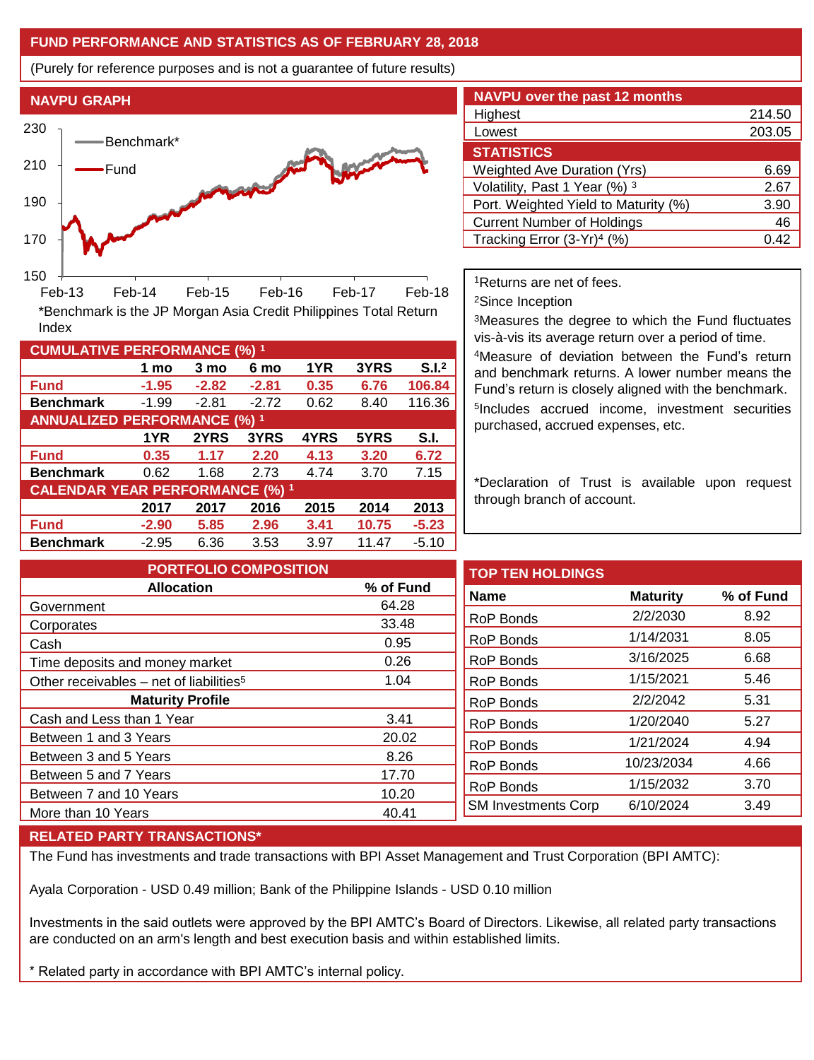## FUND PERFORMANCE AND STATISTICS AS OF FEBRUARY 28, 2018

(Purely for reference purposes and is not a guarantee of future results)

### NAVPU GRAPH

230
210
190
170
150

Benchmark*
Fund

Feb-13 Feb-14 Feb-15 Feb-16 Feb-17 Feb-18

*Benchmark is the JP Morgan Asia Credit Philippines Total Return Index

### NAVPU over the past 12 months

| | |
|---|---|
| Highest | 214.50 |
| Lowest | 203.05 |

### STATISTICS

| | |
|---|---|
| Weighted Ave Duration (Yrs) | 6.69 |
| Volatility, Past 1 Year (%) [3] | 2.67 |
| Port. Weighted Yield to Maturity (%) | 3.90 |
| Current Number of Holdings | 46 |
| Tracking Error (3-Yr)[4] (%) | 0.42 |

### CUMULATIVE PERFORMANCE (%) [1]

| | 1 mo | 3 mo | 6 mo | 1YR | 3YRS | S.I.[2] |
|---|---|---|---|---|---|---|
| **Fund** | **-1.95** | **-2.82** | **-2.81** | **0.35** | **6.76** | **106.84** |
| **Benchmark** | -1.99 | -2.81 | -2.72 | 0.62 | 8.40 | 116.36 |

### ANNUALIZED PERFORMANCE (%) [1]

| | 1YR | 2YRS | 3YRS | 4YRS | 5YRS | S.I. |
|---|---|---|---|---|---|---|
| **Fund** | **0.35** | **1.17** | **2.20** | **4.13** | **3.20** | **6.72** |
| **Benchmark** | 0.62 | 1.68 | 2.73 | 4.74 | 3.70 | 7.15 |

### CALENDAR YEAR PERFORMANCE (%) [1]

| | 2017 | 2017 | 2016 | 2015 | 2014 | 2013 |
|---|---|---|---|---|---|---|
| **Fund** | **-2.90** | **5.85** | **2.96** | **3.41** | **10.75** | **-5.23** |
| **Benchmark** | -2.95 | 6.36 | 3.53 | 3.97 | 11.47 | -5.10 |

[1]Returns are net of fees.

[2]Since Inception

[3]Measures the degree to which the Fund fluctuates vis-à-vis its average return over a period of time.

[4]Measure of deviation between the Fund's return and benchmark returns. A lower number means the Fund's return is closely aligned with the benchmark.

[5]Includes accrued income, investment securities purchased, accrued expenses, etc.

*Declaration of Trust is available upon request through branch of account.

### PORTFOLIO COMPOSITION

| Allocation | % of Fund |
|---|---|
| Government | 64.28 |
| Corporates | 33.48 |
| Cash | 0.95 |
| Time deposits and money market | 0.26 |
| Other receivables – net of liabilities[5] | 1.04 |
| **Maturity Profile** | |
| Cash and Less than 1 Year | 3.41 |
| Between 1 and 3 Years | 20.02 |
| Between 3 and 5 Years | 8.26 |
| Between 5 and 7 Years | 17.70 |
| Between 7 and 10 Years | 10.20 |
| More than 10 Years | 40.41 |

### TOP TEN HOLDINGS

| Name | Maturity | % of Fund |
|---|---|---|
| RoP Bonds | 2/2/2030 | 8.92 |
| RoP Bonds | 1/14/2031 | 8.05 |
| RoP Bonds | 3/16/2025 | 6.68 |
| RoP Bonds | 1/15/2021 | 5.46 |
| RoP Bonds | 2/2/2042 | 5.31 |
| RoP Bonds | 1/20/2040 | 5.27 |
| RoP Bonds | 1/21/2024 | 4.94 |
| RoP Bonds | 10/23/2034 | 4.66 |
| RoP Bonds | 1/15/2032 | 3.70 |
| SM Investments Corp | 6/10/2024 | 3.49 |

### RELATED PARTY TRANSACTIONS*

The Fund has investments and trade transactions with BPI Asset Management and Trust Corporation (BPI AMTC):

Ayala Corporation - USD 0.49 million; Bank of the Philippine Islands - USD 0.10 million

Investments in the said outlets were approved by the BPI AMTC's Board of Directors. Likewise, all related party transactions are conducted on an arm's length and best execution basis and within established limits.

* Related party in accordance with BPI AMTC's internal policy.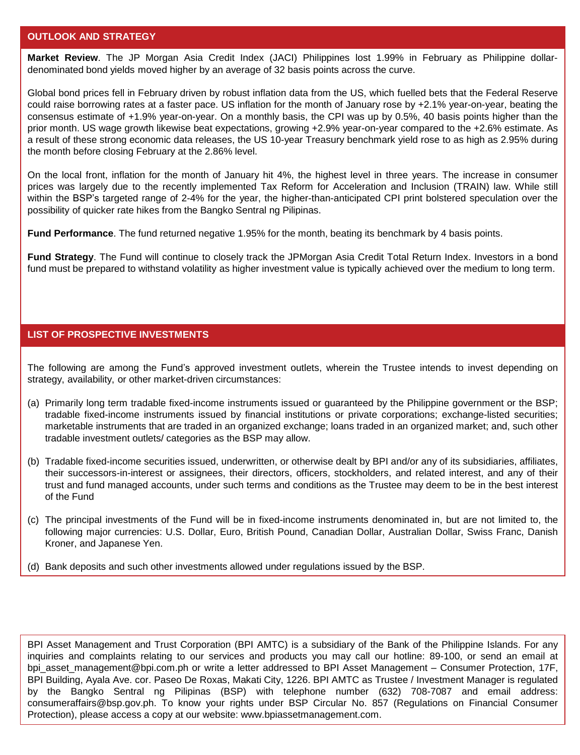## OUTLOOK AND STRATEGY

**Market Review**. The JP Morgan Asia Credit Index (JACI) Philippines lost 1.99% in February as Philippine dollar-denominated bond yields moved higher by an average of 32 basis points across the curve.

Global bond prices fell in February driven by robust inflation data from the US, which fuelled bets that the Federal Reserve could raise borrowing rates at a faster pace. US inflation for the month of January rose by +2.1% year-on-year, beating the consensus estimate of +1.9% year-on-year. On a monthly basis, the CPI was up by 0.5%, 40 basis points higher than the prior month. US wage growth likewise beat expectations, growing +2.9% year-on-year compared to the +2.6% estimate. As a result of these strong economic data releases, the US 10-year Treasury benchmark yield rose to as high as 2.95% during the month before closing February at the 2.86% level.

On the local front, inflation for the month of January hit 4%, the highest level in three years. The increase in consumer prices was largely due to the recently implemented Tax Reform for Acceleration and Inclusion (TRAIN) law. While still within the BSP's targeted range of 2-4% for the year, the higher-than-anticipated CPI print bolstered speculation over the possibility of quicker rate hikes from the Bangko Sentral ng Pilipinas.

**Fund Performance**. The fund returned negative 1.95% for the month, beating its benchmark by 4 basis points.

**Fund Strategy**. The Fund will continue to closely track the JPMorgan Asia Credit Total Return Index. Investors in a bond fund must be prepared to withstand volatility as higher investment value is typically achieved over the medium to long term.

## LIST OF PROSPECTIVE INVESTMENTS

The following are among the Fund's approved investment outlets, wherein the Trustee intends to invest depending on strategy, availability, or other market-driven circumstances:

(a) Primarily long term tradable fixed-income instruments issued or guaranteed by the Philippine government or the BSP; tradable fixed-income instruments issued by financial institutions or private corporations; exchange-listed securities; marketable instruments that are traded in an organized exchange; loans traded in an organized market; and, such other tradable investment outlets/ categories as the BSP may allow.

(b) Tradable fixed-income securities issued, underwritten, or otherwise dealt by BPI and/or any of its subsidiaries, affiliates, their successors-in-interest or assignees, their directors, officers, stockholders, and related interest, and any of their trust and fund managed accounts, under such terms and conditions as the Trustee may deem to be in the best interest of the Fund

(c) The principal investments of the Fund will be in fixed-income instruments denominated in, but are not limited to, the following major currencies: U.S. Dollar, Euro, British Pound, Canadian Dollar, Australian Dollar, Swiss Franc, Danish Kroner, and Japanese Yen.

(d) Bank deposits and such other investments allowed under regulations issued by the BSP.

BPI Asset Management and Trust Corporation (BPI AMTC) is a subsidiary of the Bank of the Philippine Islands. For any inquiries and complaints relating to our services and products you may call our hotline: 89-100, or send an email at bpi_asset_management@bpi.com.ph or write a letter addressed to BPI Asset Management – Consumer Protection, 17F, BPI Building, Ayala Ave. cor. Paseo De Roxas, Makati City, 1226. BPI AMTC as Trustee / Investment Manager is regulated by the Bangko Sentral ng Pilipinas (BSP) with telephone number (632) 708-7087 and email address: consumeraffairs@bsp.gov.ph. To know your rights under BSP Circular No. 857 (Regulations on Financial Consumer Protection), please access a copy at our website: www.bpiassetmanagement.com.